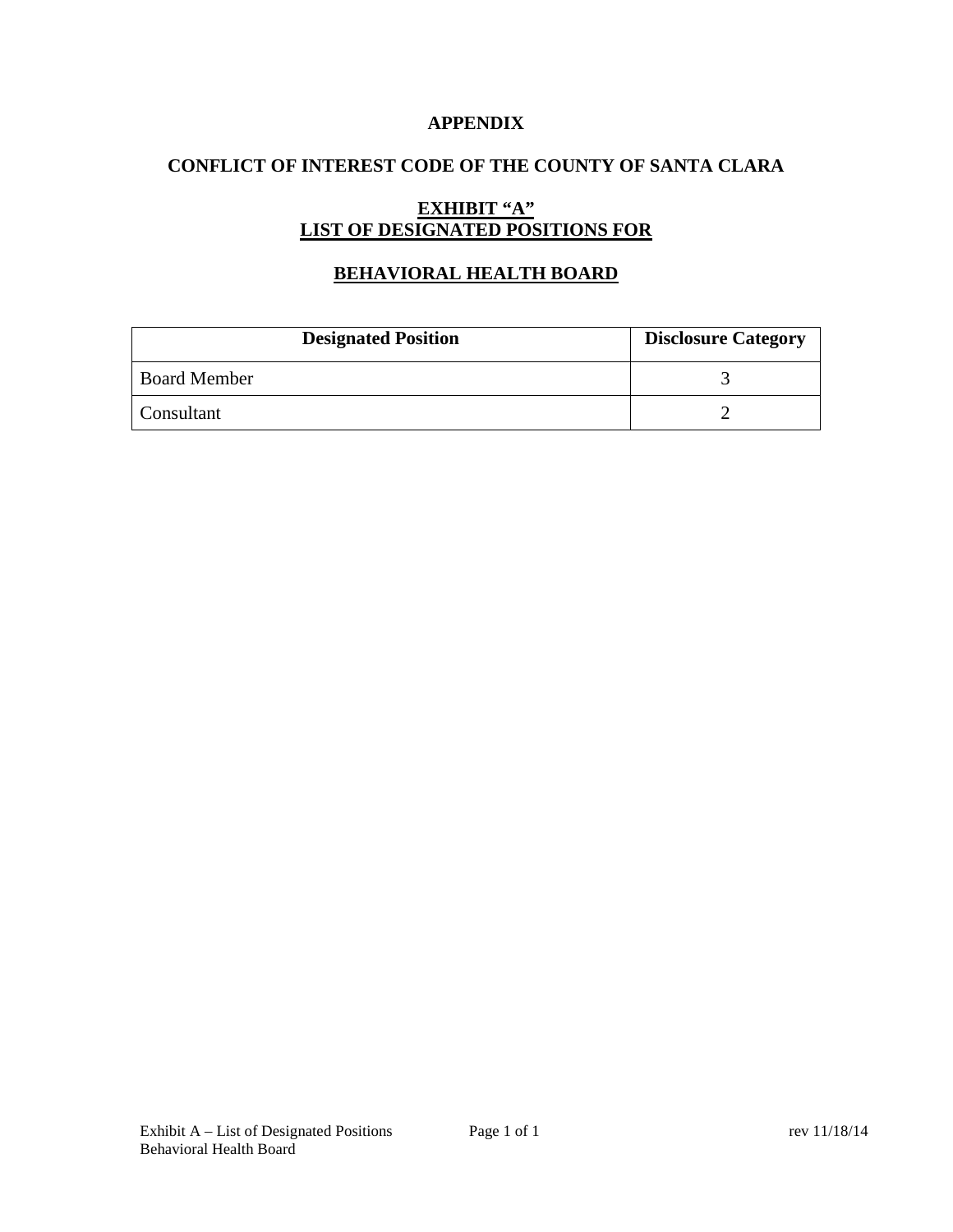**APPENDIX**

**CONFLICT OF INTEREST CODE OF THE COUNTY OF SANTA CLARA**

**EXHIBIT "A"**
**LIST OF DESIGNATED POSITIONS FOR**

**BEHAVIORAL HEALTH BOARD**

| Designated Position | Disclosure Category |
|---|---|
| Board Member | 3 |
| Consultant | 2 |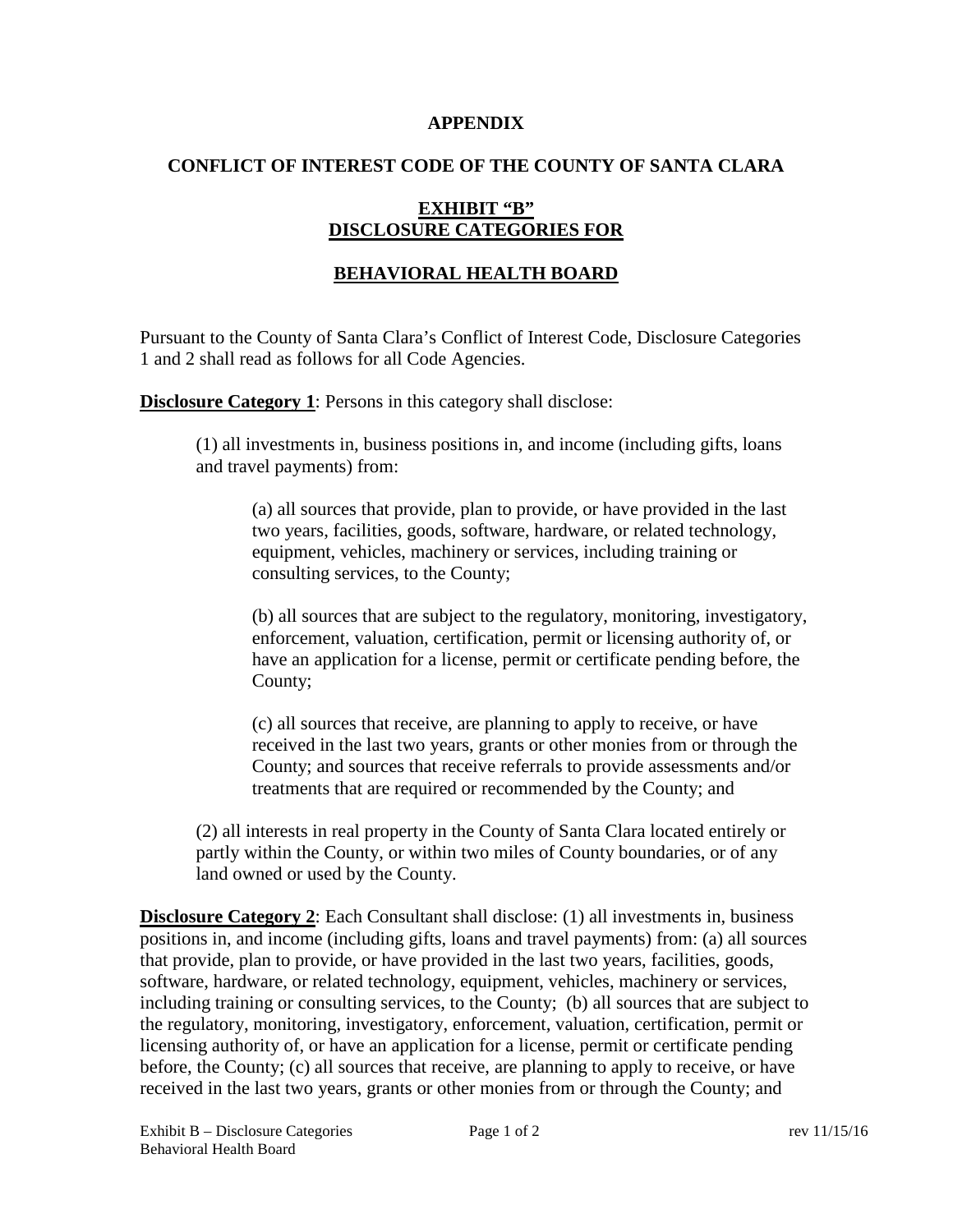**APPENDIX**

**CONFLICT OF INTEREST CODE OF THE COUNTY OF SANTA CLARA**

**EXHIBIT "B"**
**DISCLOSURE CATEGORIES FOR**

**BEHAVIORAL HEALTH BOARD**

Pursuant to the County of Santa Clara's Conflict of Interest Code, Disclosure Categories 1 and 2 shall read as follows for all Code Agencies.

**Disclosure Category 1**: Persons in this category shall disclose:

(1) all investments in, business positions in, and income (including gifts, loans and travel payments) from:

(a) all sources that provide, plan to provide, or have provided in the last two years, facilities, goods, software, hardware, or related technology, equipment, vehicles, machinery or services, including training or consulting services, to the County;

(b) all sources that are subject to the regulatory, monitoring, investigatory, enforcement, valuation, certification, permit or licensing authority of, or have an application for a license, permit or certificate pending before, the County;

(c) all sources that receive, are planning to apply to receive, or have received in the last two years, grants or other monies from or through the County; and sources that receive referrals to provide assessments and/or treatments that are required or recommended by the County; and

(2) all interests in real property in the County of Santa Clara located entirely or partly within the County, or within two miles of County boundaries, or of any land owned or used by the County.

**Disclosure Category 2**: Each Consultant shall disclose: (1) all investments in, business positions in, and income (including gifts, loans and travel payments) from: (a) all sources that provide, plan to provide, or have provided in the last two years, facilities, goods, software, hardware, or related technology, equipment, vehicles, machinery or services, including training or consulting services, to the County; (b) all sources that are subject to the regulatory, monitoring, investigatory, enforcement, valuation, certification, permit or licensing authority of, or have an application for a license, permit or certificate pending before, the County; (c) all sources that receive, are planning to apply to receive, or have received in the last two years, grants or other monies from or through the County; and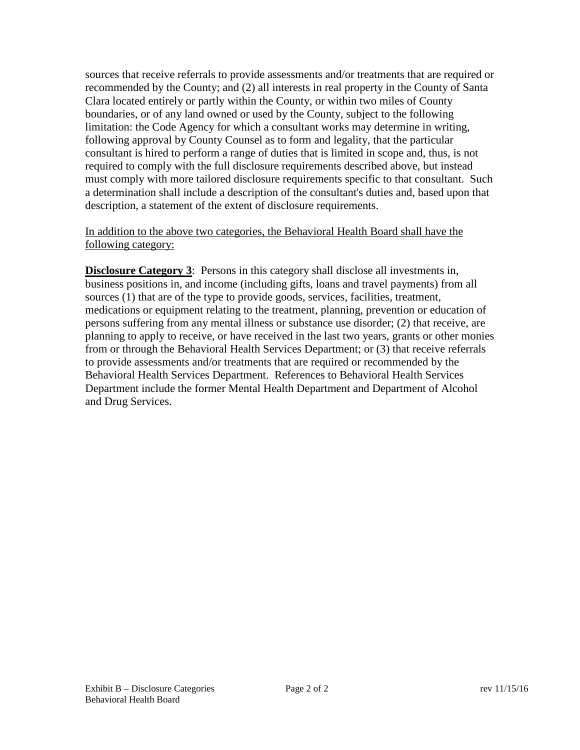sources that receive referrals to provide assessments and/or treatments that are required or recommended by the County; and (2) all interests in real property in the County of Santa Clara located entirely or partly within the County, or within two miles of County boundaries, or of any land owned or used by the County, subject to the following limitation: the Code Agency for which a consultant works may determine in writing, following approval by County Counsel as to form and legality, that the particular consultant is hired to perform a range of duties that is limited in scope and, thus, is not required to comply with the full disclosure requirements described above, but instead must comply with more tailored disclosure requirements specific to that consultant. Such a determination shall include a description of the consultant's duties and, based upon that description, a statement of the extent of disclosure requirements.

<u>In addition to the above two categories, the Behavioral Health Board shall have the following category:</u>

**<u>Disclosure Category 3</u>**: Persons in this category shall disclose all investments in, business positions in, and income (including gifts, loans and travel payments) from all sources (1) that are of the type to provide goods, services, facilities, treatment, medications or equipment relating to the treatment, planning, prevention or education of persons suffering from any mental illness or substance use disorder; (2) that receive, are planning to apply to receive, or have received in the last two years, grants or other monies from or through the Behavioral Health Services Department; or (3) that receive referrals to provide assessments and/or treatments that are required or recommended by the Behavioral Health Services Department. References to Behavioral Health Services Department include the former Mental Health Department and Department of Alcohol and Drug Services.